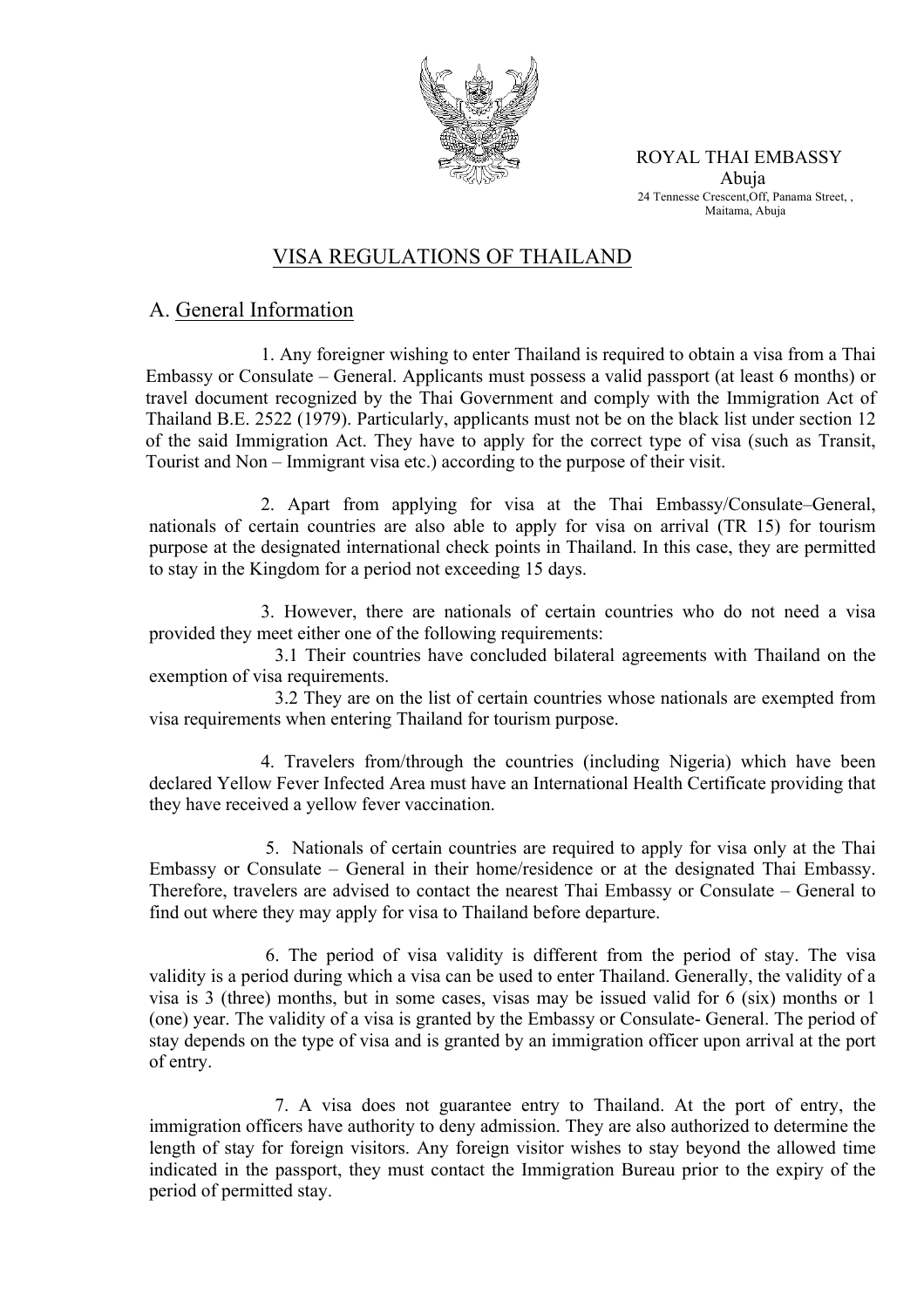ROYAL THAI EMBASSY
Abuja
24 Tennesse Crescent,Off, Panama Street, , Maitama, Abuja

# VISA REGULATIONS OF THAILAND

## A. General Information

1. Any foreigner wishing to enter Thailand is required to obtain a visa from a Thai Embassy or Consulate – General. Applicants must possess a valid passport (at least 6 months) or travel document recognized by the Thai Government and comply with the Immigration Act of Thailand B.E. 2522 (1979). Particularly, applicants must not be on the black list under section 12 of the said Immigration Act. They have to apply for the correct type of visa (such as Transit, Tourist and Non – Immigrant visa etc.) according to the purpose of their visit.

2. Apart from applying for visa at the Thai Embassy/Consulate–General, nationals of certain countries are also able to apply for visa on arrival (TR 15) for tourism purpose at the designated international check points in Thailand. In this case, they are permitted to stay in the Kingdom for a period not exceeding 15 days.

3. However, there are nationals of certain countries who do not need a visa provided they meet either one of the following requirements:

3.1 Their countries have concluded bilateral agreements with Thailand on the exemption of visa requirements.

3.2 They are on the list of certain countries whose nationals are exempted from visa requirements when entering Thailand for tourism purpose.

4. Travelers from/through the countries (including Nigeria) which have been declared Yellow Fever Infected Area must have an International Health Certificate providing that they have received a yellow fever vaccination.

5. Nationals of certain countries are required to apply for visa only at the Thai Embassy or Consulate – General in their home/residence or at the designated Thai Embassy. Therefore, travelers are advised to contact the nearest Thai Embassy or Consulate – General to find out where they may apply for visa to Thailand before departure.

6. The period of visa validity is different from the period of stay. The visa validity is a period during which a visa can be used to enter Thailand. Generally, the validity of a visa is 3 (three) months, but in some cases, visas may be issued valid for 6 (six) months or 1 (one) year. The validity of a visa is granted by the Embassy or Consulate- General. The period of stay depends on the type of visa and is granted by an immigration officer upon arrival at the port of entry.

7. A visa does not guarantee entry to Thailand. At the port of entry, the immigration officers have authority to deny admission. They are also authorized to determine the length of stay for foreign visitors. Any foreign visitor wishes to stay beyond the allowed time indicated in the passport, they must contact the Immigration Bureau prior to the expiry of the period of permitted stay.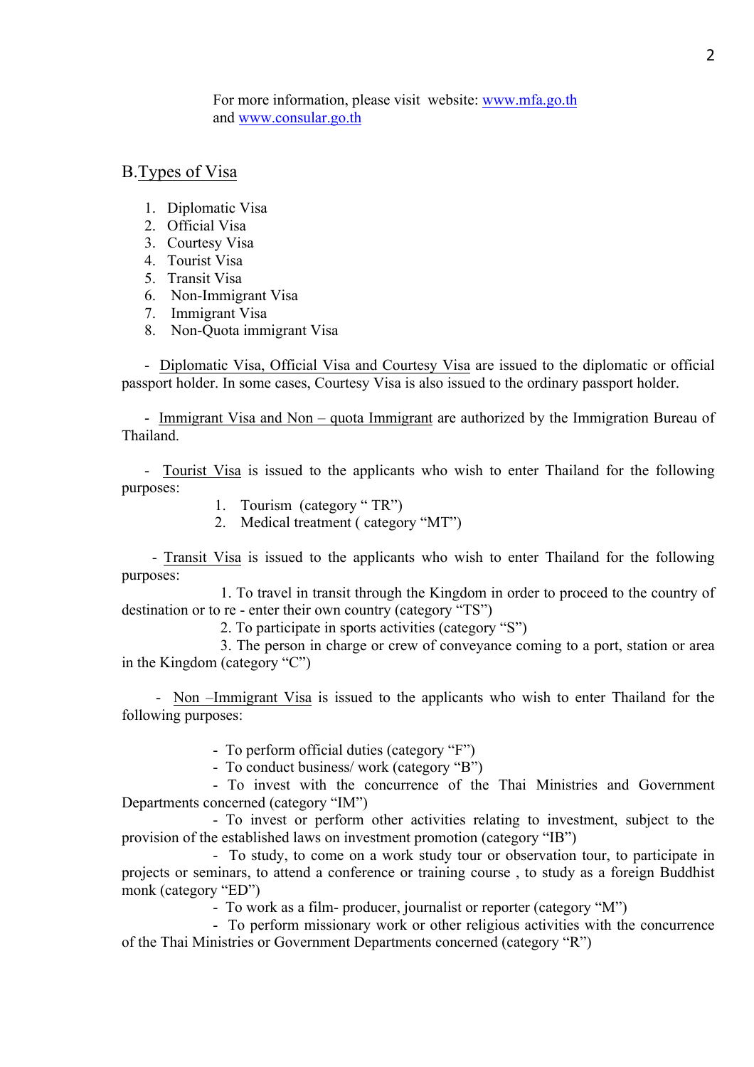For more information, please visit website: www.mfa.go.th and www.consular.go.th

## B. Types of Visa

1. Diplomatic Visa
2. Official Visa
3. Courtesy Visa
4. Tourist Visa
5. Transit Visa
6. Non-Immigrant Visa
7. Immigrant Visa
8. Non-Quota immigrant Visa

- Diplomatic Visa, Official Visa and Courtesy Visa are issued to the diplomatic or official passport holder. In some cases, Courtesy Visa is also issued to the ordinary passport holder.

- Immigrant Visa and Non – quota Immigrant are authorized by the Immigration Bureau of Thailand.

- Tourist Visa is issued to the applicants who wish to enter Thailand for the following purposes:
    1. Tourism (category " TR")
    2. Medical treatment ( category "MT")

- Transit Visa is issued to the applicants who wish to enter Thailand for the following purposes:
    1. To travel in transit through the Kingdom in order to proceed to the country of destination or to re - enter their own country (category "TS")
    2. To participate in sports activities (category "S")
    3. The person in charge or crew of conveyance coming to a port, station or area in the Kingdom (category "C")

- Non –Immigrant Visa is issued to the applicants who wish to enter Thailand for the following purposes:

    - To perform official duties (category "F")
    - To conduct business/ work (category "B")
    - To invest with the concurrence of the Thai Ministries and Government Departments concerned (category "IM")
    - To invest or perform other activities relating to investment, subject to the provision of the established laws on investment promotion (category "IB")
    - To study, to come on a work study tour or observation tour, to participate in projects or seminars, to attend a conference or training course , to study as a foreign Buddhist monk (category "ED")
    - To work as a film- producer, journalist or reporter (category "M")
    - To perform missionary work or other religious activities with the concurrence of the Thai Ministries or Government Departments concerned (category "R")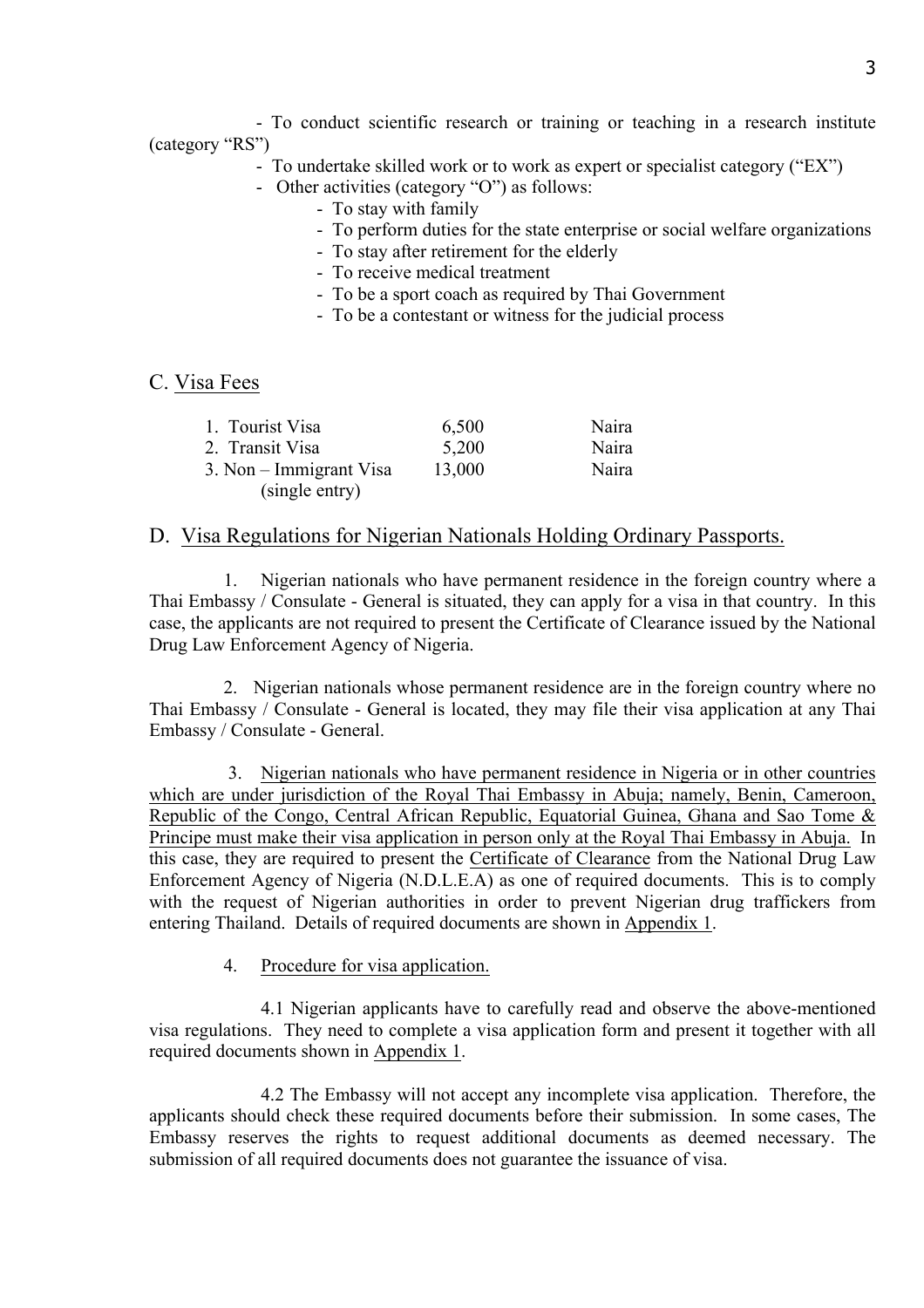- To conduct scientific research or training or teaching in a research institute (category "RS")
- To undertake skilled work or to work as expert or specialist category ("EX")
- Other activities (category "O") as follows:
    - To stay with family
    - To perform duties for the state enterprise or social welfare organizations
    - To stay after retirement for the elderly
    - To receive medical treatment
    - To be a sport coach as required by Thai Government
    - To be a contestant or witness for the judicial process

## C. Visa Fees

| | | |
|---|---|---|
| 1. Tourist Visa | 6,500 | Naira |
| 2. Transit Visa | 5,200 | Naira |
| 3. Non – Immigrant Visa (single entry) | 13,000 | Naira |

## D. Visa Regulations for Nigerian Nationals Holding Ordinary Passports.

1. Nigerian nationals who have permanent residence in the foreign country where a Thai Embassy / Consulate - General is situated, they can apply for a visa in that country. In this case, the applicants are not required to present the Certificate of Clearance issued by the National Drug Law Enforcement Agency of Nigeria.

2. Nigerian nationals whose permanent residence are in the foreign country where no Thai Embassy / Consulate - General is located, they may file their visa application at any Thai Embassy / Consulate - General.

3. Nigerian nationals who have permanent residence in Nigeria or in other countries which are under jurisdiction of the Royal Thai Embassy in Abuja; namely, Benin, Cameroon, Republic of the Congo, Central African Republic, Equatorial Guinea, Ghana and Sao Tome & Principe must make their visa application in person only at the Royal Thai Embassy in Abuja. In this case, they are required to present the Certificate of Clearance from the National Drug Law Enforcement Agency of Nigeria (N.D.L.E.A) as one of required documents. This is to comply with the request of Nigerian authorities in order to prevent Nigerian drug traffickers from entering Thailand. Details of required documents are shown in Appendix 1.

4. Procedure for visa application.

4.1 Nigerian applicants have to carefully read and observe the above-mentioned visa regulations. They need to complete a visa application form and present it together with all required documents shown in Appendix 1.

4.2 The Embassy will not accept any incomplete visa application. Therefore, the applicants should check these required documents before their submission. In some cases, The Embassy reserves the rights to request additional documents as deemed necessary. The submission of all required documents does not guarantee the issuance of visa.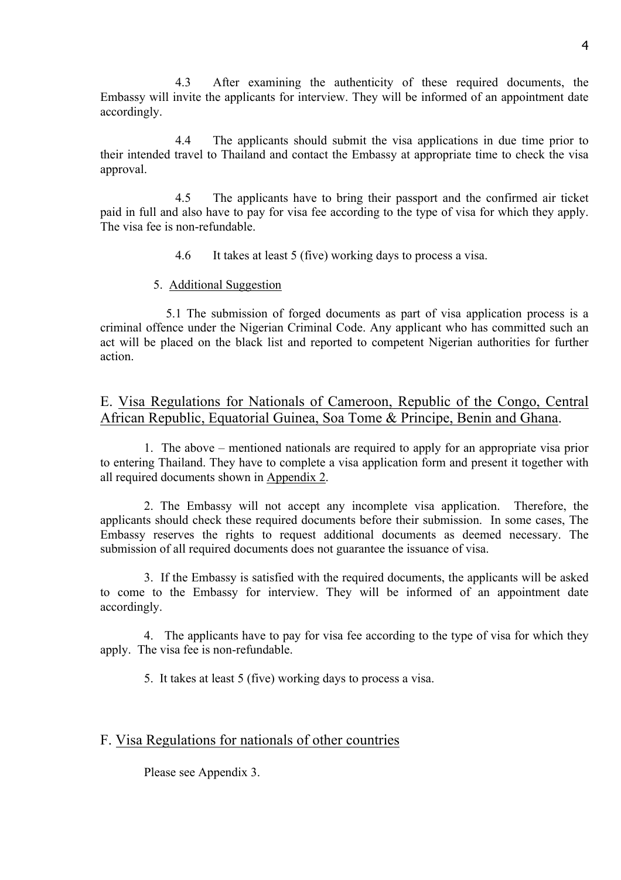4.3 After examining the authenticity of these required documents, the Embassy will invite the applicants for interview. They will be informed of an appointment date accordingly.

4.4 The applicants should submit the visa applications in due time prior to their intended travel to Thailand and contact the Embassy at appropriate time to check the visa approval.

4.5 The applicants have to bring their passport and the confirmed air ticket paid in full and also have to pay for visa fee according to the type of visa for which they apply. The visa fee is non-refundable.

4.6 It takes at least 5 (five) working days to process a visa.

5. Additional Suggestion

5.1 The submission of forged documents as part of visa application process is a criminal offence under the Nigerian Criminal Code. Any applicant who has committed such an act will be placed on the black list and reported to competent Nigerian authorities for further action.

## E. Visa Regulations for Nationals of Cameroon, Republic of the Congo, Central African Republic, Equatorial Guinea, Soa Tome & Principe, Benin and Ghana.

1. The above – mentioned nationals are required to apply for an appropriate visa prior to entering Thailand. They have to complete a visa application form and present it together with all required documents shown in Appendix 2.

2. The Embassy will not accept any incomplete visa application. Therefore, the applicants should check these required documents before their submission. In some cases, The Embassy reserves the rights to request additional documents as deemed necessary. The submission of all required documents does not guarantee the issuance of visa.

3. If the Embassy is satisfied with the required documents, the applicants will be asked to come to the Embassy for interview. They will be informed of an appointment date accordingly.

4. The applicants have to pay for visa fee according to the type of visa for which they apply. The visa fee is non-refundable.

5. It takes at least 5 (five) working days to process a visa.

## F. Visa Regulations for nationals of other countries

Please see Appendix 3.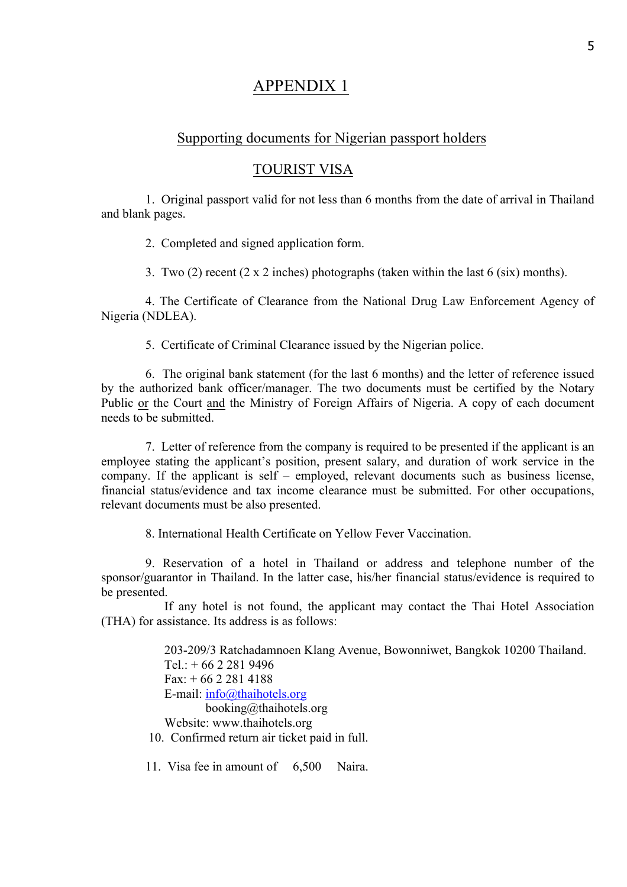# APPENDIX 1

## Supporting documents for Nigerian passport holders

## TOURIST VISA

1. Original passport valid for not less than 6 months from the date of arrival in Thailand and blank pages.

2. Completed and signed application form.

3. Two (2) recent (2 x 2 inches) photographs (taken within the last 6 (six) months).

4. The Certificate of Clearance from the National Drug Law Enforcement Agency of Nigeria (NDLEA).

5. Certificate of Criminal Clearance issued by the Nigerian police.

6. The original bank statement (for the last 6 months) and the letter of reference issued by the authorized bank officer/manager. The two documents must be certified by the Notary Public <u>or</u> the Court <u>and</u> the Ministry of Foreign Affairs of Nigeria. A copy of each document needs to be submitted.

7. Letter of reference from the company is required to be presented if the applicant is an employee stating the applicant's position, present salary, and duration of work service in the company. If the applicant is self – employed, relevant documents such as business license, financial status/evidence and tax income clearance must be submitted. For other occupations, relevant documents must be also presented.

8. International Health Certificate on Yellow Fever Vaccination.

9. Reservation of a hotel in Thailand or address and telephone number of the sponsor/guarantor in Thailand. In the latter case, his/her financial status/evidence is required to be presented.

   If any hotel is not found, the applicant may contact the Thai Hotel Association (THA) for assistance. Its address is as follows:

   203-209/3 Ratchadamnoen Klang Avenue, Bowonniwet, Bangkok 10200 Thailand.
   Tel.: + 66 2 281 9496
   Fax: + 66 2 281 4188
   E-mail: info@thaihotels.org
   booking@thaihotels.org
   Website: www.thaihotels.org

10. Confirmed return air ticket paid in full.

11. Visa fee in amount of 6,500 Naira.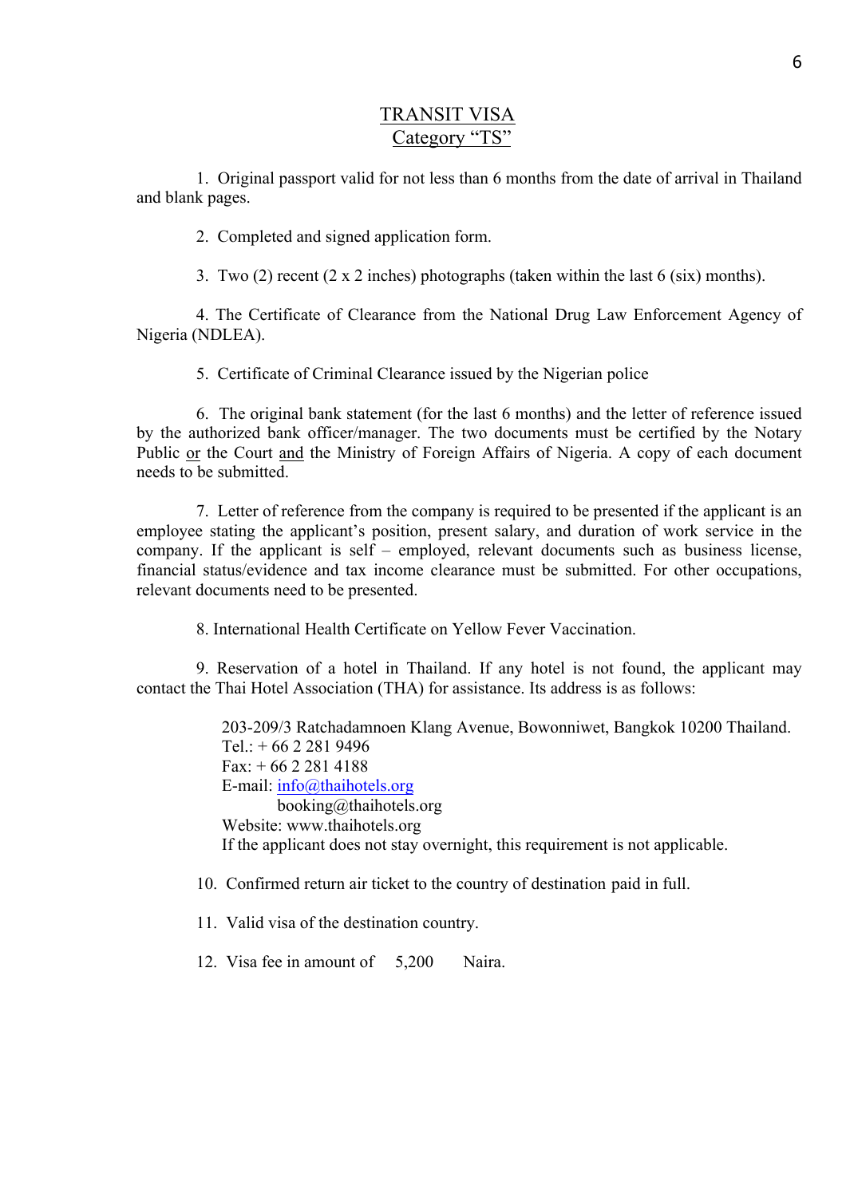## TRANSIT VISA
## Category "TS"

1. Original passport valid for not less than 6 months from the date of arrival in Thailand and blank pages.

2. Completed and signed application form.

3. Two (2) recent (2 x 2 inches) photographs (taken within the last 6 (six) months).

4. The Certificate of Clearance from the National Drug Law Enforcement Agency of Nigeria (NDLEA).

5. Certificate of Criminal Clearance issued by the Nigerian police

6. The original bank statement (for the last 6 months) and the letter of reference issued by the authorized bank officer/manager. The two documents must be certified by the Notary Public <u>or</u> the Court <u>and</u> the Ministry of Foreign Affairs of Nigeria. A copy of each document needs to be submitted.

7. Letter of reference from the company is required to be presented if the applicant is an employee stating the applicant's position, present salary, and duration of work service in the company. If the applicant is self – employed, relevant documents such as business license, financial status/evidence and tax income clearance must be submitted. For other occupations, relevant documents need to be presented.

8. International Health Certificate on Yellow Fever Vaccination.

9. Reservation of a hotel in Thailand. If any hotel is not found, the applicant may contact the Thai Hotel Association (THA) for assistance. Its address is as follows:

> 203-209/3 Ratchadamnoen Klang Avenue, Bowonniwet, Bangkok 10200 Thailand.
> Tel.: + 66 2 281 9496
> Fax: + 66 2 281 4188
> E-mail: info@thaihotels.org
> booking@thaihotels.org
> Website: www.thaihotels.org
> If the applicant does not stay overnight, this requirement is not applicable.

10. Confirmed return air ticket to the country of destination paid in full.

11. Valid visa of the destination country.

12. Visa fee in amount of 5,200 Naira.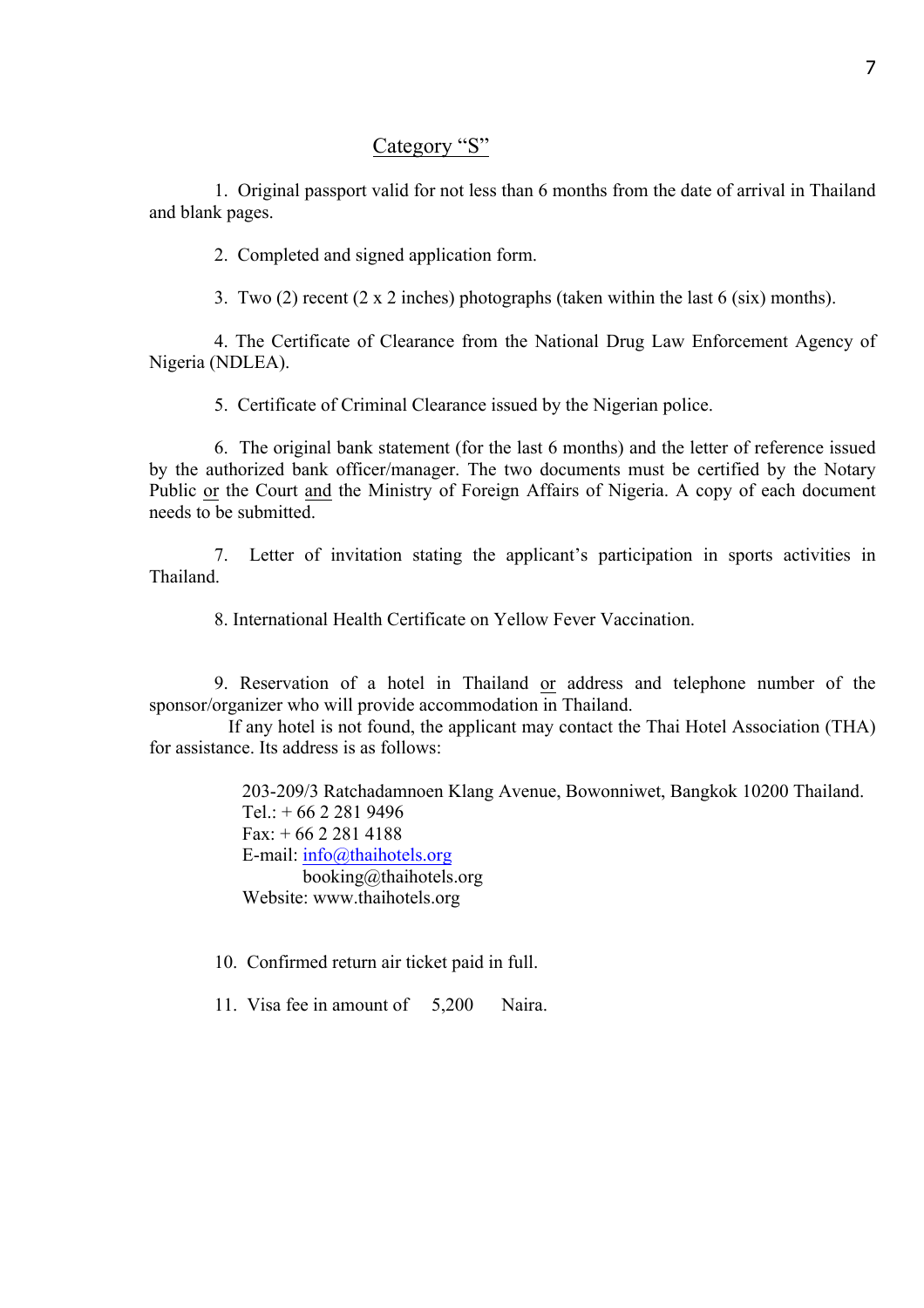## Category "S"

1. Original passport valid for not less than 6 months from the date of arrival in Thailand and blank pages.

2. Completed and signed application form.

3. Two (2) recent (2 x 2 inches) photographs (taken within the last 6 (six) months).

4. The Certificate of Clearance from the National Drug Law Enforcement Agency of Nigeria (NDLEA).

5. Certificate of Criminal Clearance issued by the Nigerian police.

6. The original bank statement (for the last 6 months) and the letter of reference issued by the authorized bank officer/manager. The two documents must be certified by the Notary Public <u>or</u> the Court <u>and</u> the Ministry of Foreign Affairs of Nigeria. A copy of each document needs to be submitted.

7. Letter of invitation stating the applicant's participation in sports activities in Thailand.

8. International Health Certificate on Yellow Fever Vaccination.

9. Reservation of a hotel in Thailand <u>or</u> address and telephone number of the sponsor/organizer who will provide accommodation in Thailand.
If any hotel is not found, the applicant may contact the Thai Hotel Association (THA) for assistance. Its address is as follows:

> 203-209/3 Ratchadamnoen Klang Avenue, Bowonniwet, Bangkok 10200 Thailand.
> Tel.: + 66 2 281 9496
> Fax: + 66 2 281 4188
> E-mail: info@thaihotels.org
> booking@thaihotels.org
> Website: www.thaihotels.org

10. Confirmed return air ticket paid in full.

11. Visa fee in amount of 5,200 Naira.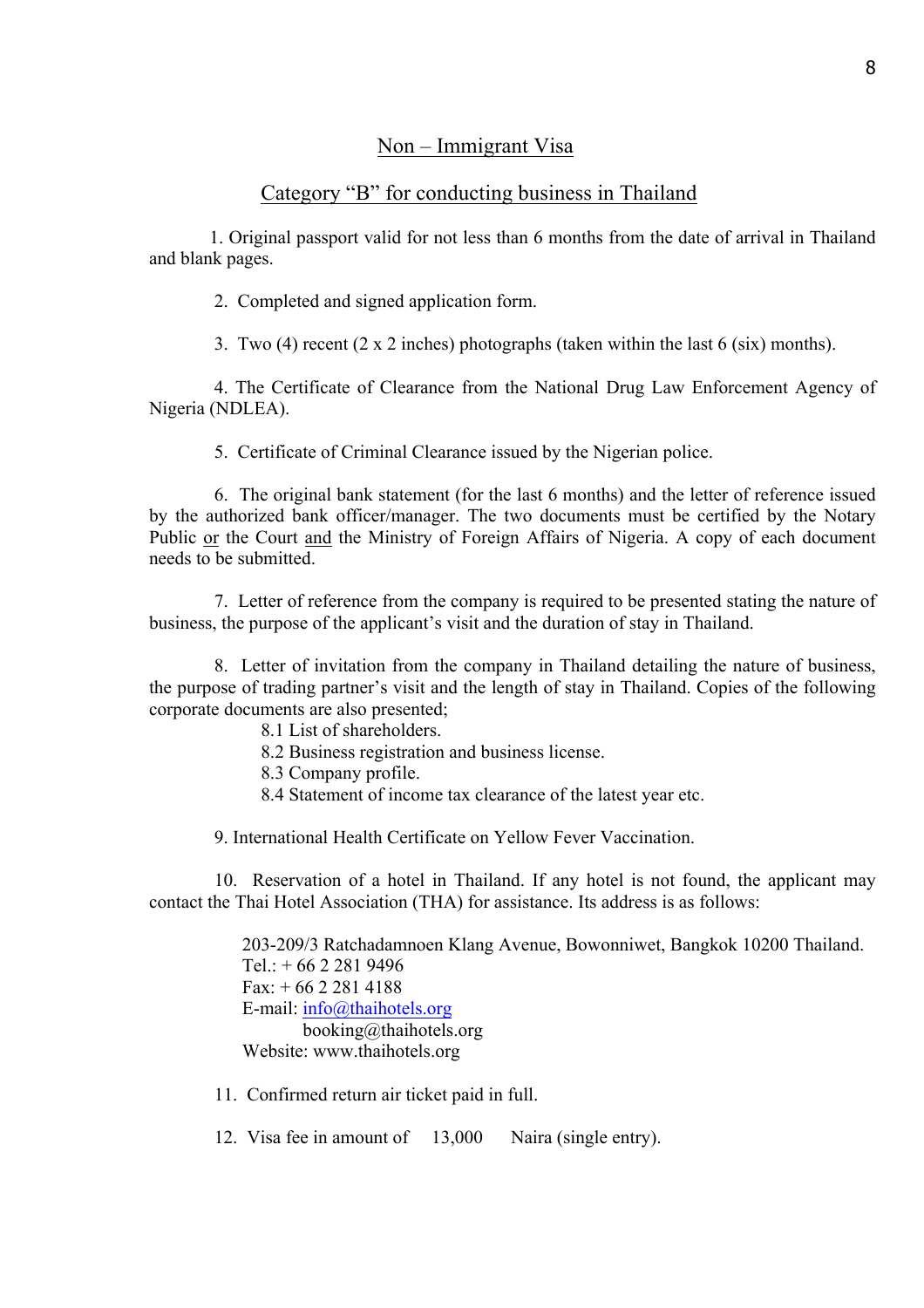## Non – Immigrant Visa

## Category "B" for conducting business in Thailand

1. Original passport valid for not less than 6 months from the date of arrival in Thailand and blank pages.

2. Completed and signed application form.

3. Two (4) recent (2 x 2 inches) photographs (taken within the last 6 (six) months).

4. The Certificate of Clearance from the National Drug Law Enforcement Agency of Nigeria (NDLEA).

5. Certificate of Criminal Clearance issued by the Nigerian police.

6. The original bank statement (for the last 6 months) and the letter of reference issued by the authorized bank officer/manager. The two documents must be certified by the Notary Public <u>or</u> the Court <u>and</u> the Ministry of Foreign Affairs of Nigeria. A copy of each document needs to be submitted.

7. Letter of reference from the company is required to be presented stating the nature of business, the purpose of the applicant's visit and the duration of stay in Thailand.

8. Letter of invitation from the company in Thailand detailing the nature of business, the purpose of trading partner's visit and the length of stay in Thailand. Copies of the following corporate documents are also presented;
   - 8.1 List of shareholders.
   - 8.2 Business registration and business license.
   - 8.3 Company profile.
   - 8.4 Statement of income tax clearance of the latest year etc.

9. International Health Certificate on Yellow Fever Vaccination.

10. Reservation of a hotel in Thailand. If any hotel is not found, the applicant may contact the Thai Hotel Association (THA) for assistance. Its address is as follows:

    203-209/3 Ratchadamnoen Klang Avenue, Bowonniwet, Bangkok 10200 Thailand.
    Tel.: + 66 2 281 9496
    Fax: + 66 2 281 4188
    E-mail: info@thaihotels.org
    booking@thaihotels.org
    Website: www.thaihotels.org

11. Confirmed return air ticket paid in full.

12. Visa fee in amount of 13,000 Naira (single entry).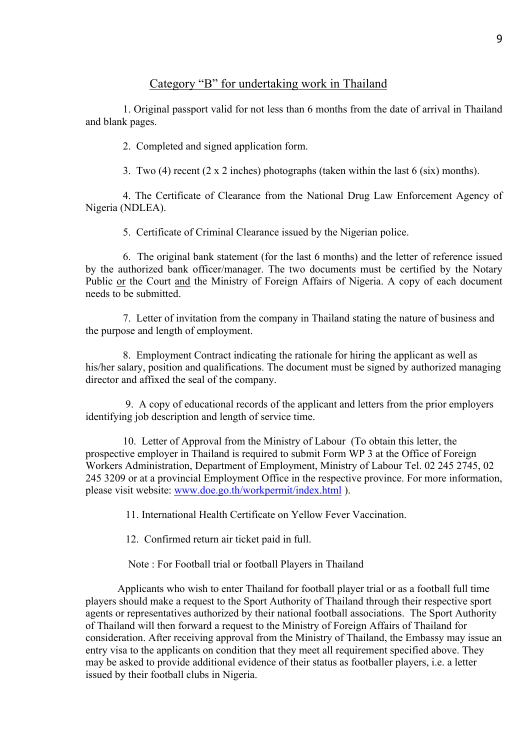## Category "B" for undertaking work in Thailand

1. Original passport valid for not less than 6 months from the date of arrival in Thailand and blank pages.

2. Completed and signed application form.

3. Two (4) recent (2 x 2 inches) photographs (taken within the last 6 (six) months).

4. The Certificate of Clearance from the National Drug Law Enforcement Agency of Nigeria (NDLEA).

5. Certificate of Criminal Clearance issued by the Nigerian police.

6. The original bank statement (for the last 6 months) and the letter of reference issued by the authorized bank officer/manager. The two documents must be certified by the Notary Public <u>or</u> the Court <u>and</u> the Ministry of Foreign Affairs of Nigeria. A copy of each document needs to be submitted.

7. Letter of invitation from the company in Thailand stating the nature of business and the purpose and length of employment.

8. Employment Contract indicating the rationale for hiring the applicant as well as his/her salary, position and qualifications. The document must be signed by authorized managing director and affixed the seal of the company.

9. A copy of educational records of the applicant and letters from the prior employers identifying job description and length of service time.

10. Letter of Approval from the Ministry of Labour (To obtain this letter, the prospective employer in Thailand is required to submit Form WP 3 at the Office of Foreign Workers Administration, Department of Employment, Ministry of Labour Tel. 02 245 2745, 02 245 3209 or at a provincial Employment Office in the respective province. For more information, please visit website: [www.doe.go.th/workpermit/index.html](http://www.doe.go.th/workpermit/index.html) ).

11. International Health Certificate on Yellow Fever Vaccination.

12. Confirmed return air ticket paid in full.

Note : For Football trial or football Players in Thailand

Applicants who wish to enter Thailand for football player trial or as a football full time players should make a request to the Sport Authority of Thailand through their respective sport agents or representatives authorized by their national football associations. The Sport Authority of Thailand will then forward a request to the Ministry of Foreign Affairs of Thailand for consideration. After receiving approval from the Ministry of Thailand, the Embassy may issue an entry visa to the applicants on condition that they meet all requirement specified above. They may be asked to provide additional evidence of their status as footballer players, i.e. a letter issued by their football clubs in Nigeria.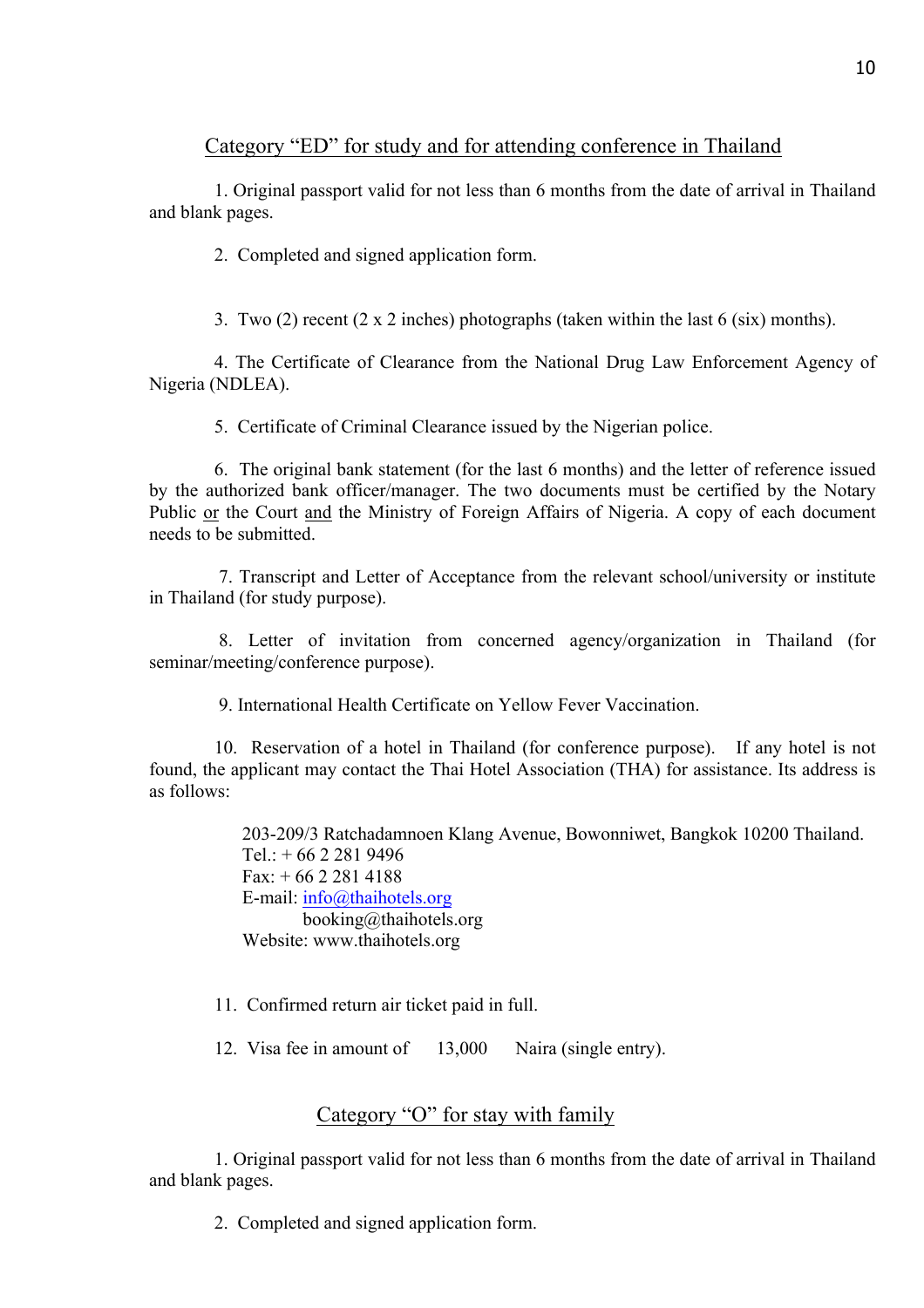## Category “ED” for study and for attending conference in Thailand

1. Original passport valid for not less than 6 months from the date of arrival in Thailand and blank pages.

2. Completed and signed application form.

3. Two (2) recent (2 x 2 inches) photographs (taken within the last 6 (six) months).

4. The Certificate of Clearance from the National Drug Law Enforcement Agency of Nigeria (NDLEA).

5. Certificate of Criminal Clearance issued by the Nigerian police.

6. The original bank statement (for the last 6 months) and the letter of reference issued by the authorized bank officer/manager. The two documents must be certified by the Notary Public <u>or</u> the Court <u>and</u> the Ministry of Foreign Affairs of Nigeria. A copy of each document needs to be submitted.

7. Transcript and Letter of Acceptance from the relevant school/university or institute in Thailand (for study purpose).

8. Letter of invitation from concerned agency/organization in Thailand (for seminar/meeting/conference purpose).

9. International Health Certificate on Yellow Fever Vaccination.

10. Reservation of a hotel in Thailand (for conference purpose). If any hotel is not found, the applicant may contact the Thai Hotel Association (THA) for assistance. Its address is as follows:

    203-209/3 Ratchadamnoen Klang Avenue, Bowonniwet, Bangkok 10200 Thailand.
    Tel.: + 66 2 281 9496
    Fax: + 66 2 281 4188
    E-mail: info@thaihotels.org
    booking@thaihotels.org
    Website: www.thaihotels.org

11. Confirmed return air ticket paid in full.

12. Visa fee in amount of 13,000 Naira (single entry).

## Category “O” for stay with family

1. Original passport valid for not less than 6 months from the date of arrival in Thailand and blank pages.

2. Completed and signed application form.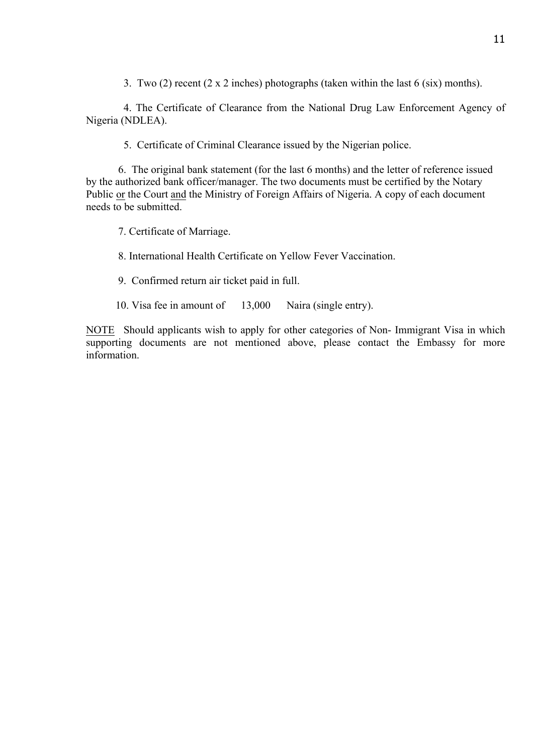3. Two (2) recent (2 x 2 inches) photographs (taken within the last 6 (six) months).

4. The Certificate of Clearance from the National Drug Law Enforcement Agency of Nigeria (NDLEA).

5. Certificate of Criminal Clearance issued by the Nigerian police.

6. The original bank statement (for the last 6 months) and the letter of reference issued by the authorized bank officer/manager. The two documents must be certified by the Notary Public <u>or</u> the Court <u>and</u> the Ministry of Foreign Affairs of Nigeria. A copy of each document needs to be submitted.

7. Certificate of Marriage.

8. International Health Certificate on Yellow Fever Vaccination.

9. Confirmed return air ticket paid in full.

10. Visa fee in amount of 13,000 Naira (single entry).

<u>NOTE</u> Should applicants wish to apply for other categories of Non- Immigrant Visa in which supporting documents are not mentioned above, please contact the Embassy for more information.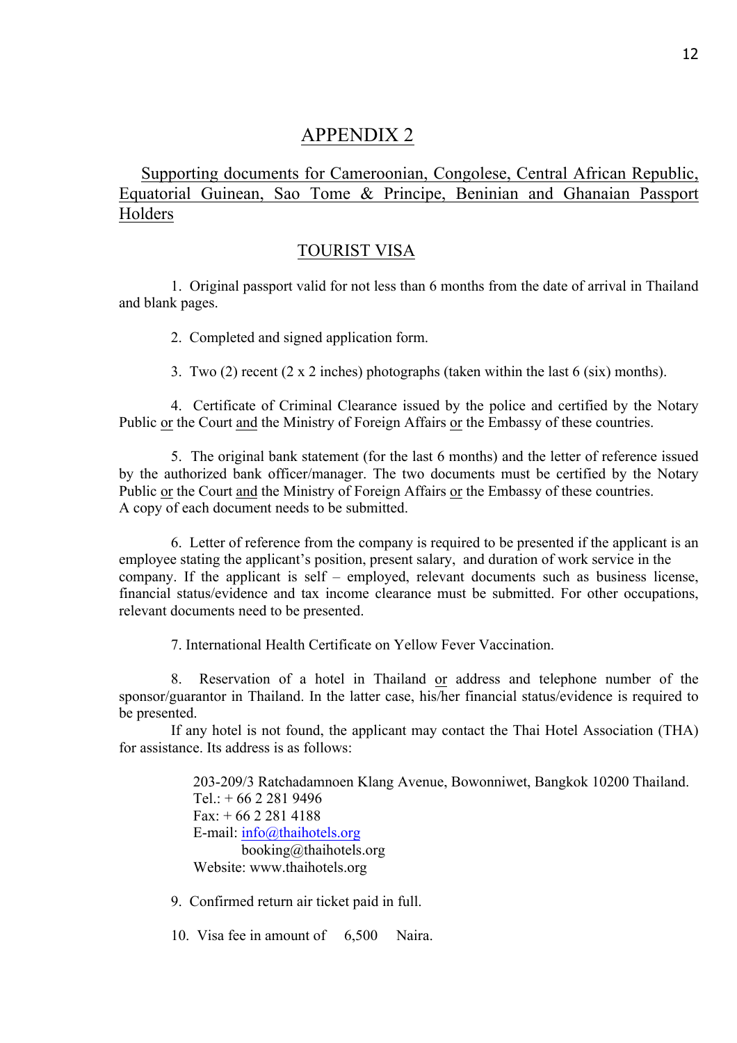# APPENDIX 2

## Supporting documents for Cameroonian, Congolese, Central African Republic, Equatorial Guinean, Sao Tome & Principe, Beninian and Ghanaian Passport Holders

### TOURIST VISA

1. Original passport valid for not less than 6 months from the date of arrival in Thailand and blank pages.

2. Completed and signed application form.

3. Two (2) recent (2 x 2 inches) photographs (taken within the last 6 (six) months).

4. Certificate of Criminal Clearance issued by the police and certified by the Notary Public or the Court and the Ministry of Foreign Affairs or the Embassy of these countries.

5. The original bank statement (for the last 6 months) and the letter of reference issued by the authorized bank officer/manager. The two documents must be certified by the Notary Public or the Court and the Ministry of Foreign Affairs or the Embassy of these countries. A copy of each document needs to be submitted.

6. Letter of reference from the company is required to be presented if the applicant is an employee stating the applicant's position, present salary, and duration of work service in the company. If the applicant is self – employed, relevant documents such as business license, financial status/evidence and tax income clearance must be submitted. For other occupations, relevant documents need to be presented.

7. International Health Certificate on Yellow Fever Vaccination.

8. Reservation of a hotel in Thailand or address and telephone number of the sponsor/guarantor in Thailand. In the latter case, his/her financial status/evidence is required to be presented.

   If any hotel is not found, the applicant may contact the Thai Hotel Association (THA) for assistance. Its address is as follows:

   203-209/3 Ratchadamnoen Klang Avenue, Bowonniwet, Bangkok 10200 Thailand.
   Tel.: + 66 2 281 9496
   Fax: + 66 2 281 4188
   E-mail: info@thaihotels.org
   booking@thaihotels.org
   Website: www.thaihotels.org

9. Confirmed return air ticket paid in full.

10. Visa fee in amount of 6,500 Naira.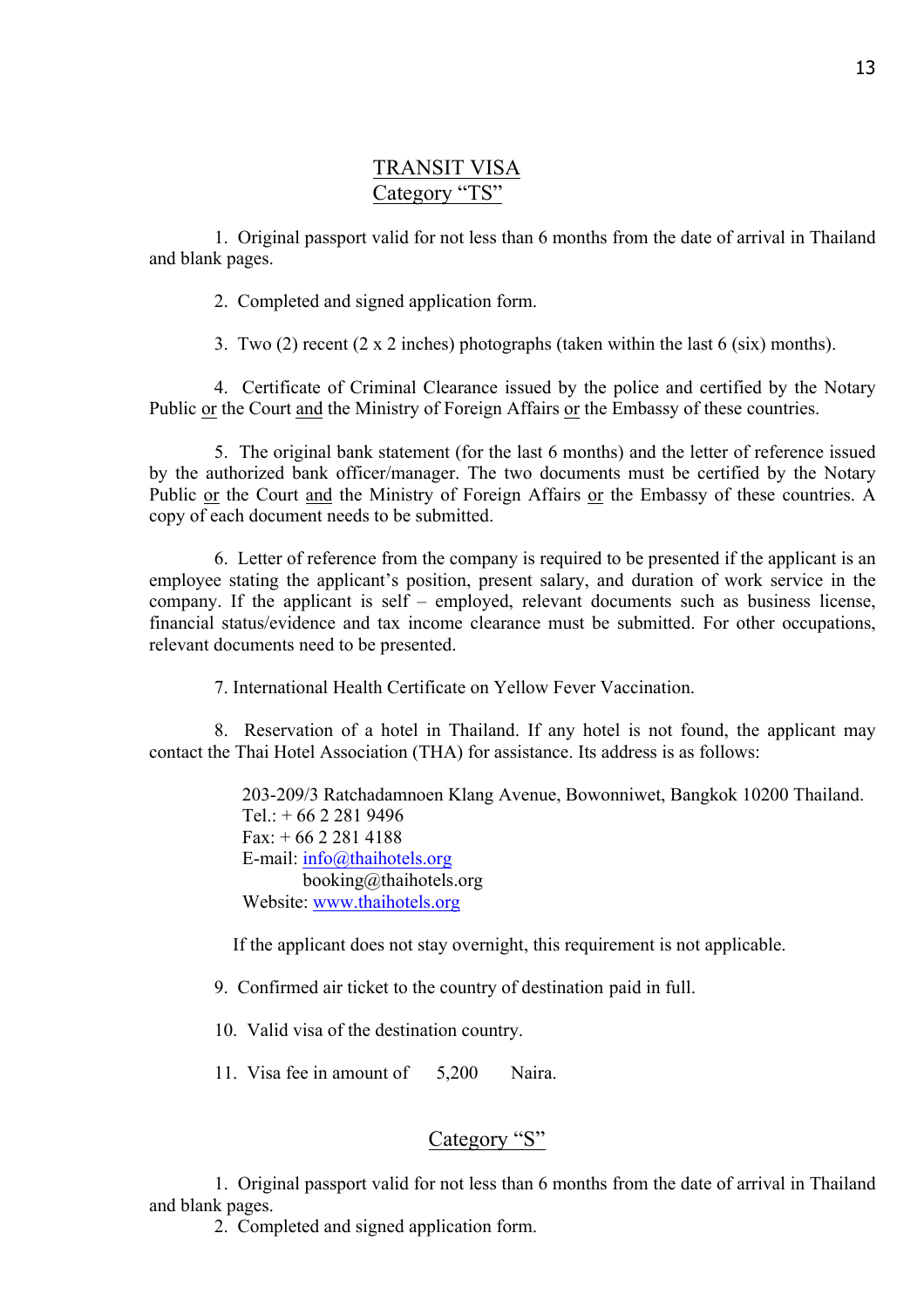## TRANSIT VISA
## Category "TS"

1. Original passport valid for not less than 6 months from the date of arrival in Thailand and blank pages.

2. Completed and signed application form.

3. Two (2) recent (2 x 2 inches) photographs (taken within the last 6 (six) months).

4. Certificate of Criminal Clearance issued by the police and certified by the Notary Public <u>or</u> the Court <u>and</u> the Ministry of Foreign Affairs <u>or</u> the Embassy of these countries.

5. The original bank statement (for the last 6 months) and the letter of reference issued by the authorized bank officer/manager. The two documents must be certified by the Notary Public <u>or</u> the Court <u>and</u> the Ministry of Foreign Affairs <u>or</u> the Embassy of these countries. A copy of each document needs to be submitted.

6. Letter of reference from the company is required to be presented if the applicant is an employee stating the applicant's position, present salary, and duration of work service in the company. If the applicant is self – employed, relevant documents such as business license, financial status/evidence and tax income clearance must be submitted. For other occupations, relevant documents need to be presented.

7. International Health Certificate on Yellow Fever Vaccination.

8. Reservation of a hotel in Thailand. If any hotel is not found, the applicant may contact the Thai Hotel Association (THA) for assistance. Its address is as follows:

> 203-209/3 Ratchadamnoen Klang Avenue, Bowonniwet, Bangkok 10200 Thailand.
> Tel.: + 66 2 281 9496
> Fax: + 66 2 281 4188
> E-mail: info@thaihotels.org
> booking@thaihotels.org
> Website: www.thaihotels.org

If the applicant does not stay overnight, this requirement is not applicable.

9. Confirmed air ticket to the country of destination paid in full.

10. Valid visa of the destination country.

11. Visa fee in amount of 5,200 Naira.

## Category "S"

1. Original passport valid for not less than 6 months from the date of arrival in Thailand and blank pages.
2. Completed and signed application form.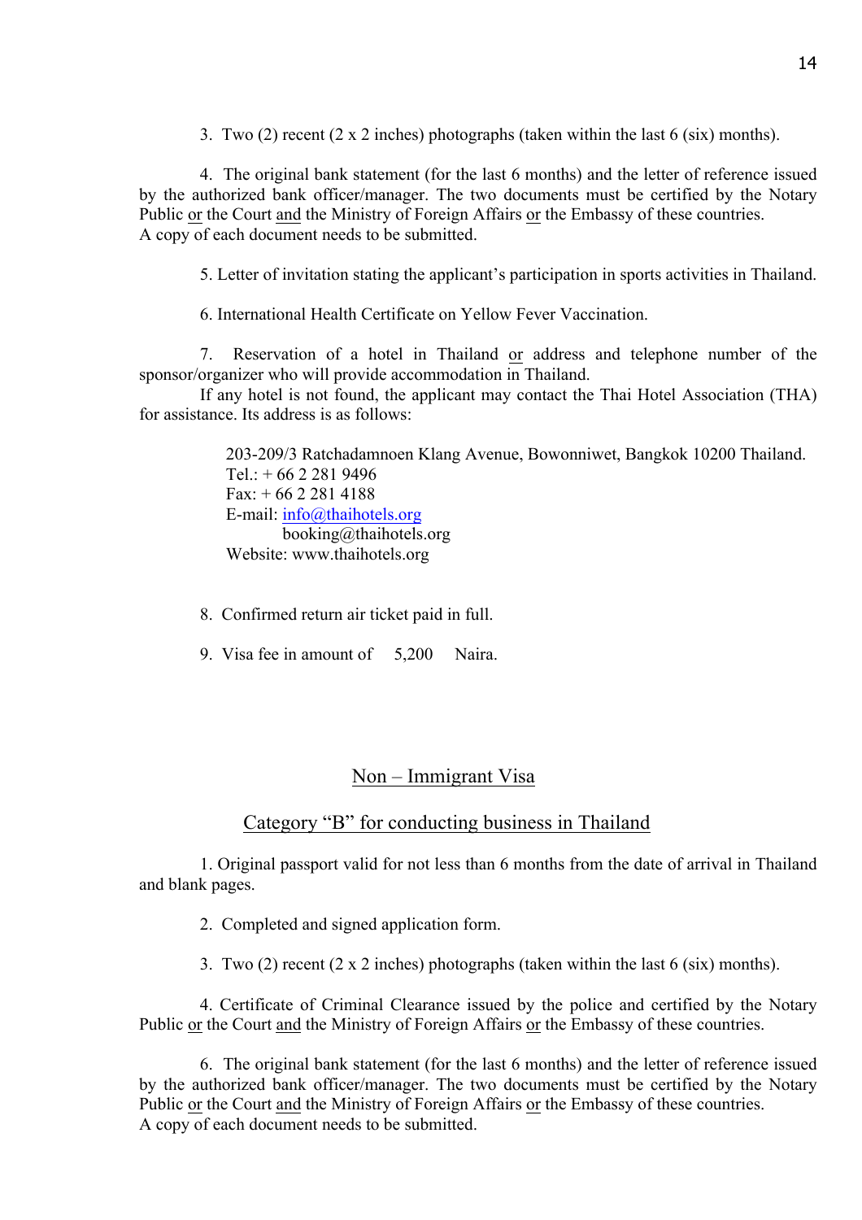3. Two (2) recent (2 x 2 inches) photographs (taken within the last 6 (six) months).

4. The original bank statement (for the last 6 months) and the letter of reference issued by the authorized bank officer/manager. The two documents must be certified by the Notary Public or the Court and the Ministry of Foreign Affairs or the Embassy of these countries. A copy of each document needs to be submitted.

5. Letter of invitation stating the applicant's participation in sports activities in Thailand.

6. International Health Certificate on Yellow Fever Vaccination.

7. Reservation of a hotel in Thailand or address and telephone number of the sponsor/organizer who will provide accommodation in Thailand.

If any hotel is not found, the applicant may contact the Thai Hotel Association (THA) for assistance. Its address is as follows:

> 203-209/3 Ratchadamnoen Klang Avenue, Bowonniwet, Bangkok 10200 Thailand.
> Tel.: + 66 2 281 9496
> Fax: + 66 2 281 4188
> E-mail: info@thaihotels.org
> booking@thaihotels.org
> Website: www.thaihotels.org

8. Confirmed return air ticket paid in full.

9. Visa fee in amount of 5,200 Naira.

## Non – Immigrant Visa

### Category "B" for conducting business in Thailand

1. Original passport valid for not less than 6 months from the date of arrival in Thailand and blank pages.

2. Completed and signed application form.

3. Two (2) recent (2 x 2 inches) photographs (taken within the last 6 (six) months).

4. Certificate of Criminal Clearance issued by the police and certified by the Notary Public or the Court and the Ministry of Foreign Affairs or the Embassy of these countries.

6. The original bank statement (for the last 6 months) and the letter of reference issued by the authorized bank officer/manager. The two documents must be certified by the Notary Public or the Court and the Ministry of Foreign Affairs or the Embassy of these countries. A copy of each document needs to be submitted.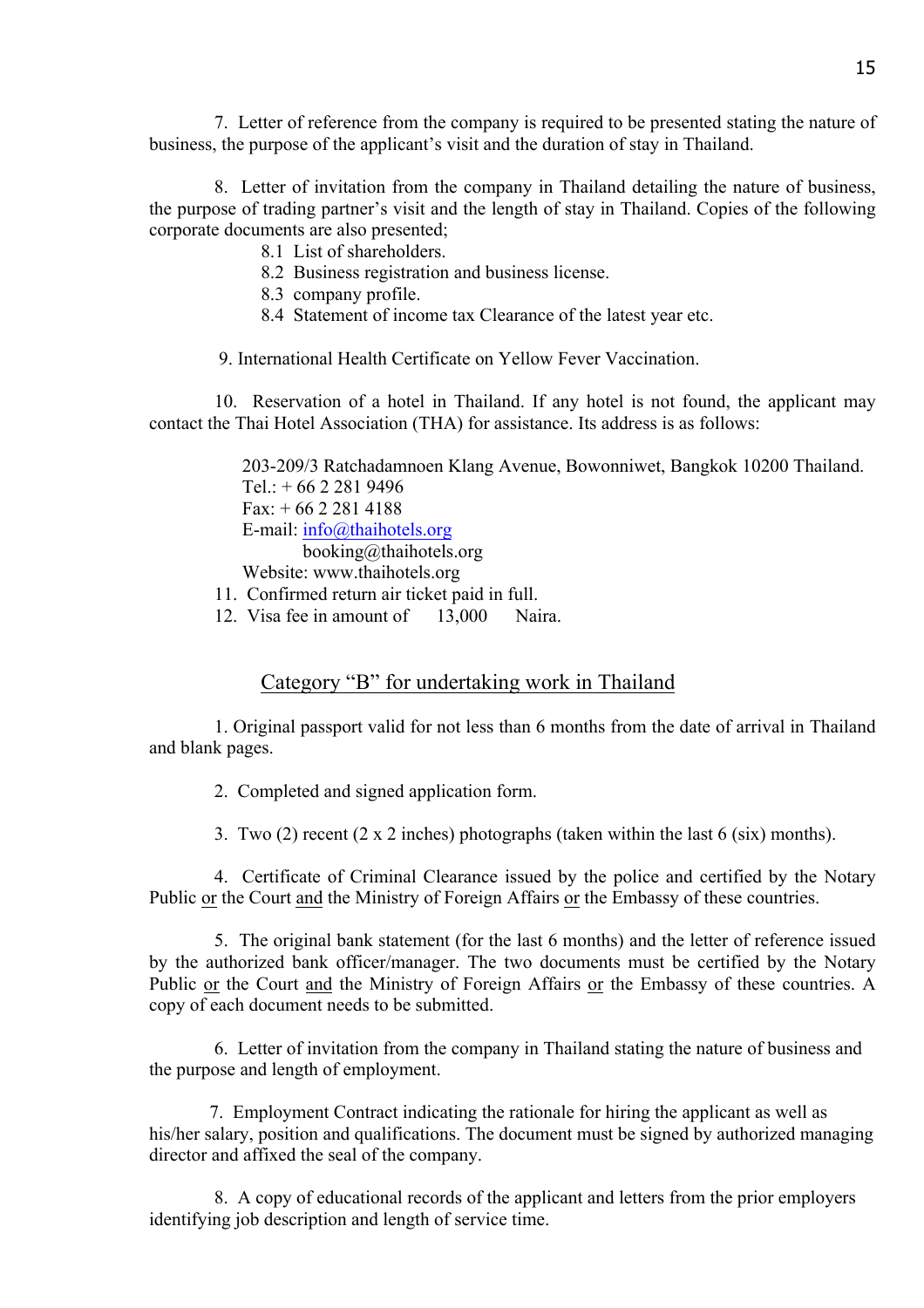7. Letter of reference from the company is required to be presented stating the nature of business, the purpose of the applicant's visit and the duration of stay in Thailand.

8. Letter of invitation from the company in Thailand detailing the nature of business, the purpose of trading partner's visit and the length of stay in Thailand. Copies of the following corporate documents are also presented;

   8.1 List of shareholders.
   8.2 Business registration and business license.
   8.3 company profile.
   8.4 Statement of income tax Clearance of the latest year etc.

9. International Health Certificate on Yellow Fever Vaccination.

10. Reservation of a hotel in Thailand. If any hotel is not found, the applicant may contact the Thai Hotel Association (THA) for assistance. Its address is as follows:

> 203-209/3 Ratchadamnoen Klang Avenue, Bowonniwet, Bangkok 10200 Thailand.
> Tel.: + 66 2 281 9496
> Fax: + 66 2 281 4188
> E-mail: info@thaihotels.org
> booking@thaihotels.org
> Website: www.thaihotels.org

11. Confirmed return air ticket paid in full.
12. Visa fee in amount of 13,000 Naira.

## Category "B" for undertaking work in Thailand

1. Original passport valid for not less than 6 months from the date of arrival in Thailand and blank pages.

2. Completed and signed application form.

3. Two (2) recent (2 x 2 inches) photographs (taken within the last 6 (six) months).

4. Certificate of Criminal Clearance issued by the police and certified by the Notary Public or the Court and the Ministry of Foreign Affairs or the Embassy of these countries.

5. The original bank statement (for the last 6 months) and the letter of reference issued by the authorized bank officer/manager. The two documents must be certified by the Notary Public or the Court and the Ministry of Foreign Affairs or the Embassy of these countries. A copy of each document needs to be submitted.

6. Letter of invitation from the company in Thailand stating the nature of business and the purpose and length of employment.

7. Employment Contract indicating the rationale for hiring the applicant as well as his/her salary, position and qualifications. The document must be signed by authorized managing director and affixed the seal of the company.

8. A copy of educational records of the applicant and letters from the prior employers identifying job description and length of service time.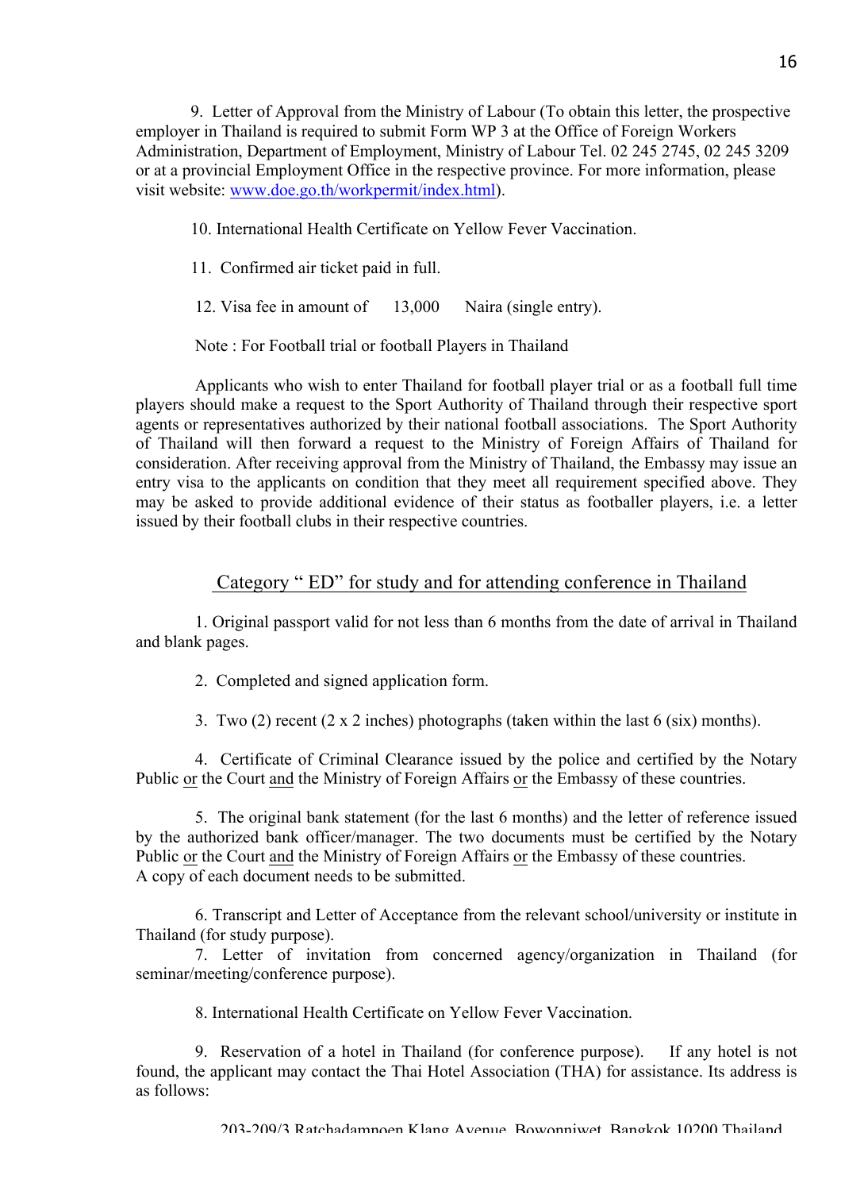9. Letter of Approval from the Ministry of Labour (To obtain this letter, the prospective employer in Thailand is required to submit Form WP 3 at the Office of Foreign Workers Administration, Department of Employment, Ministry of Labour Tel. 02 245 2745, 02 245 3209 or at a provincial Employment Office in the respective province. For more information, please visit website: www.doe.go.th/workpermit/index.html).

10. International Health Certificate on Yellow Fever Vaccination.

11. Confirmed air ticket paid in full.

12. Visa fee in amount of 13,000 Naira (single entry).

Note : For Football trial or football Players in Thailand

Applicants who wish to enter Thailand for football player trial or as a football full time players should make a request to the Sport Authority of Thailand through their respective sport agents or representatives authorized by their national football associations. The Sport Authority of Thailand will then forward a request to the Ministry of Foreign Affairs of Thailand for consideration. After receiving approval from the Ministry of Thailand, the Embassy may issue an entry visa to the applicants on condition that they meet all requirement specified above. They may be asked to provide additional evidence of their status as footballer players, i.e. a letter issued by their football clubs in their respective countries.

## Category " ED" for study and for attending conference in Thailand

1. Original passport valid for not less than 6 months from the date of arrival in Thailand and blank pages.

2. Completed and signed application form.

3. Two (2) recent (2 x 2 inches) photographs (taken within the last 6 (six) months).

4. Certificate of Criminal Clearance issued by the police and certified by the Notary Public or the Court and the Ministry of Foreign Affairs or the Embassy of these countries.

5. The original bank statement (for the last 6 months) and the letter of reference issued by the authorized bank officer/manager. The two documents must be certified by the Notary Public or the Court and the Ministry of Foreign Affairs or the Embassy of these countries. A copy of each document needs to be submitted.

6. Transcript and Letter of Acceptance from the relevant school/university or institute in Thailand (for study purpose).

7. Letter of invitation from concerned agency/organization in Thailand (for seminar/meeting/conference purpose).

8. International Health Certificate on Yellow Fever Vaccination.

9. Reservation of a hotel in Thailand (for conference purpose). If any hotel is not found, the applicant may contact the Thai Hotel Association (THA) for assistance. Its address is as follows:

203-209/3 Ratchadamnoen Klang Avenue, Bowonniwet, Bangkok 10200 Thailand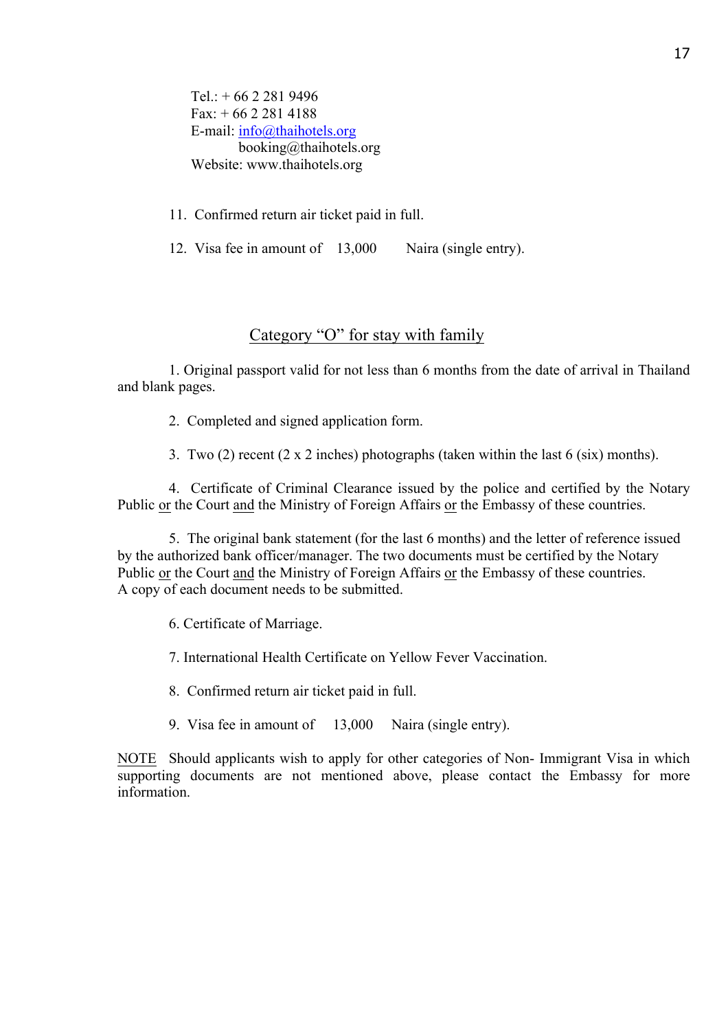Tel.: + 66 2 281 9496
Fax: + 66 2 281 4188
E-mail: info@thaihotels.org
booking@thaihotels.org
Website: www.thaihotels.org

11. Confirmed return air ticket paid in full.

12. Visa fee in amount of 13,000 Naira (single entry).

## Category "O" for stay with family

1. Original passport valid for not less than 6 months from the date of arrival in Thailand and blank pages.

2. Completed and signed application form.

3. Two (2) recent (2 x 2 inches) photographs (taken within the last 6 (six) months).

4. Certificate of Criminal Clearance issued by the police and certified by the Notary Public or the Court and the Ministry of Foreign Affairs or the Embassy of these countries.

5. The original bank statement (for the last 6 months) and the letter of reference issued by the authorized bank officer/manager. The two documents must be certified by the Notary Public or the Court and the Ministry of Foreign Affairs or the Embassy of these countries. A copy of each document needs to be submitted.

6. Certificate of Marriage.

7. International Health Certificate on Yellow Fever Vaccination.

8. Confirmed return air ticket paid in full.

9. Visa fee in amount of 13,000 Naira (single entry).

NOTE Should applicants wish to apply for other categories of Non- Immigrant Visa in which supporting documents are not mentioned above, please contact the Embassy for more information.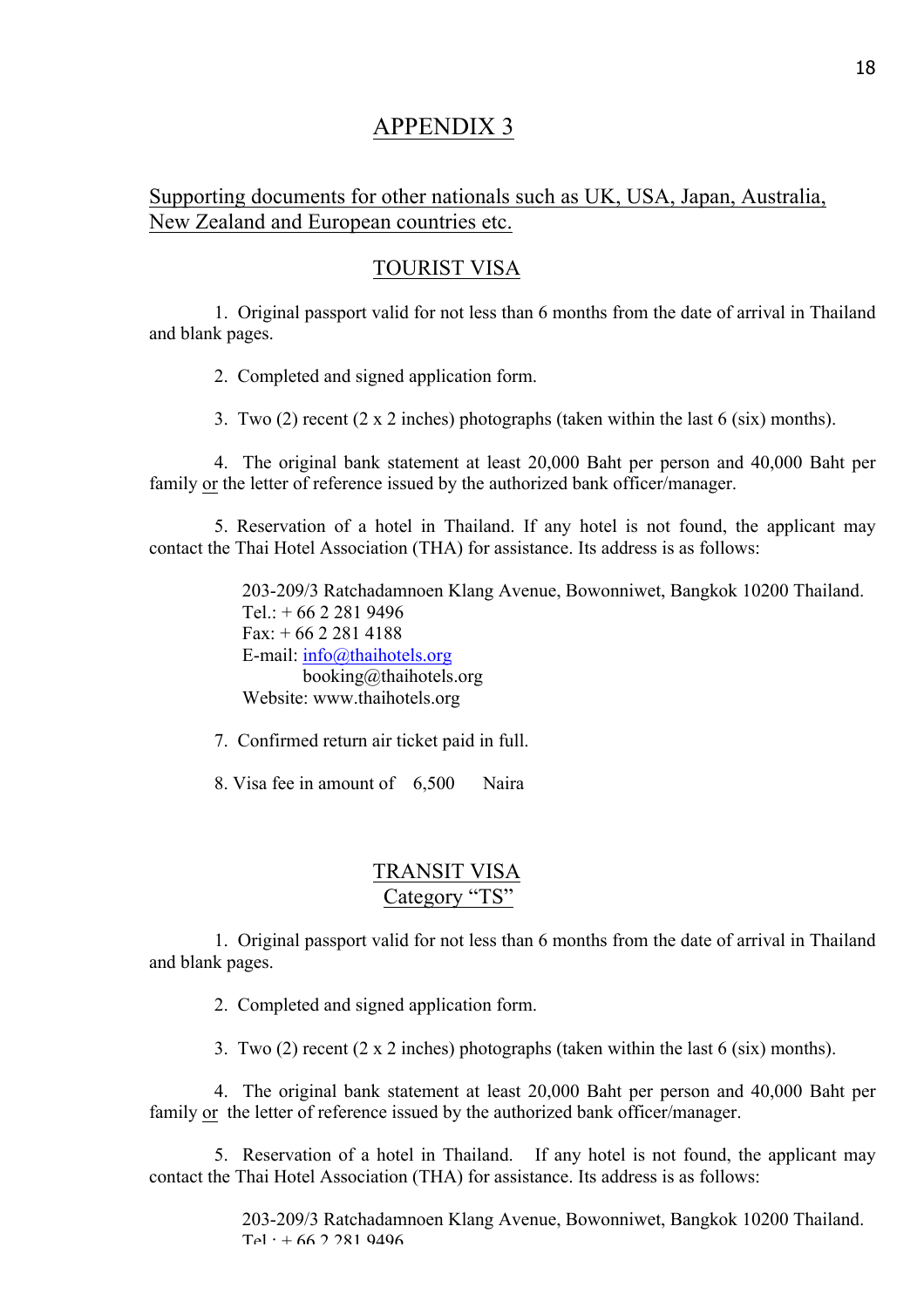# APPENDIX 3

## Supporting documents for other nationals such as UK, USA, Japan, Australia, New Zealand and European countries etc.

### TOURIST VISA

1. Original passport valid for not less than 6 months from the date of arrival in Thailand and blank pages.

2. Completed and signed application form.

3. Two (2) recent (2 x 2 inches) photographs (taken within the last 6 (six) months).

4. The original bank statement at least 20,000 Baht per person and 40,000 Baht per family or the letter of reference issued by the authorized bank officer/manager.

5. Reservation of a hotel in Thailand. If any hotel is not found, the applicant may contact the Thai Hotel Association (THA) for assistance. Its address is as follows:

   203-209/3 Ratchadamnoen Klang Avenue, Bowonniwet, Bangkok 10200 Thailand.
   Tel.: + 66 2 281 9496
   Fax: + 66 2 281 4188
   E-mail: info@thaihotels.org
   booking@thaihotels.org
   Website: www.thaihotels.org

7. Confirmed return air ticket paid in full.

8. Visa fee in amount of 6,500 Naira

### TRANSIT VISA
### Category "TS"

1. Original passport valid for not less than 6 months from the date of arrival in Thailand and blank pages.

2. Completed and signed application form.

3. Two (2) recent (2 x 2 inches) photographs (taken within the last 6 (six) months).

4. The original bank statement at least 20,000 Baht per person and 40,000 Baht per family or the letter of reference issued by the authorized bank officer/manager.

5. Reservation of a hotel in Thailand. If any hotel is not found, the applicant may contact the Thai Hotel Association (THA) for assistance. Its address is as follows:

   203-209/3 Ratchadamnoen Klang Avenue, Bowonniwet, Bangkok 10200 Thailand.
   Tel.: + 66 2 281 9496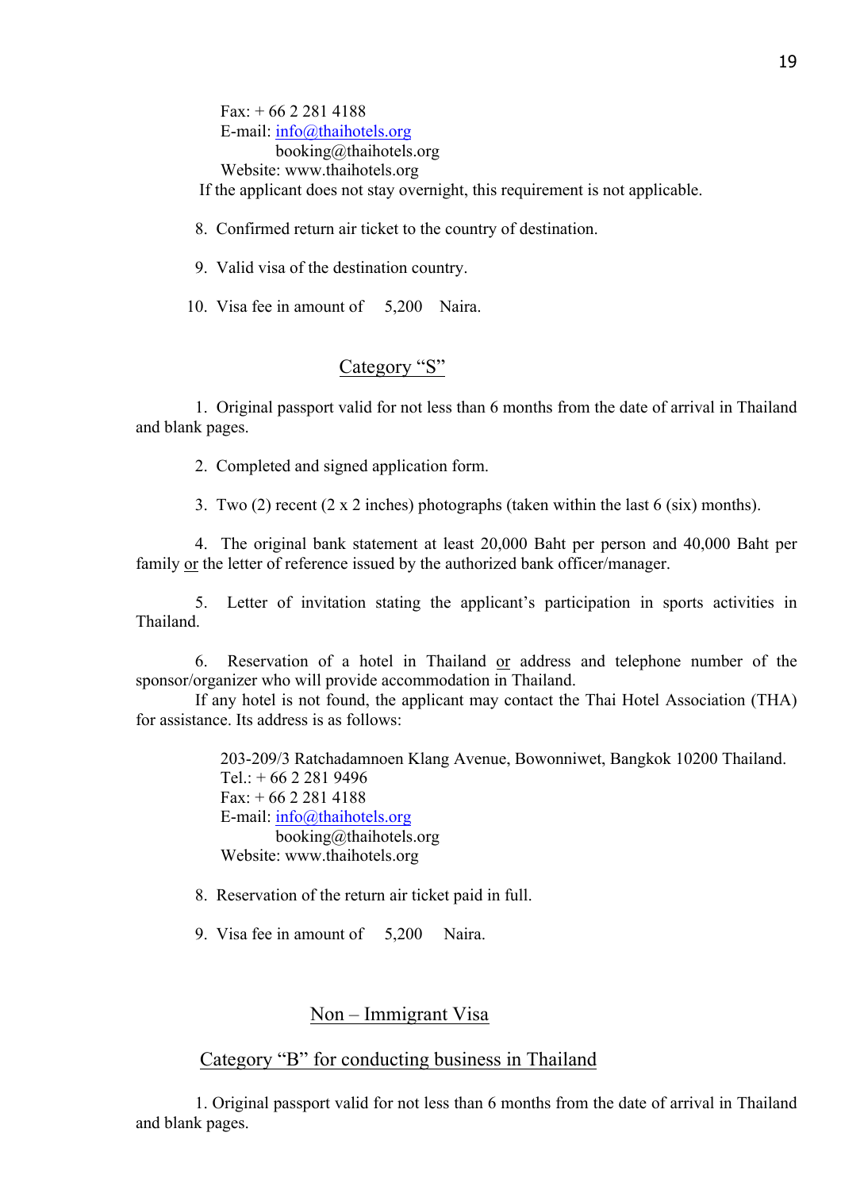Fax: + 66 2 281 4188
E-mail: info@thaihotels.org
booking@thaihotels.org
Website: www.thaihotels.org

If the applicant does not stay overnight, this requirement is not applicable.

8. Confirmed return air ticket to the country of destination.

9. Valid visa of the destination country.

10. Visa fee in amount of 5,200 Naira.

## Category "S"

1. Original passport valid for not less than 6 months from the date of arrival in Thailand and blank pages.

2. Completed and signed application form.

3. Two (2) recent (2 x 2 inches) photographs (taken within the last 6 (six) months).

4. The original bank statement at least 20,000 Baht per person and 40,000 Baht per family or the letter of reference issued by the authorized bank officer/manager.

5. Letter of invitation stating the applicant's participation in sports activities in Thailand.

6. Reservation of a hotel in Thailand or address and telephone number of the sponsor/organizer who will provide accommodation in Thailand.

If any hotel is not found, the applicant may contact the Thai Hotel Association (THA) for assistance. Its address is as follows:

203-209/3 Ratchadamnoen Klang Avenue, Bowonniwet, Bangkok 10200 Thailand.
Tel.: + 66 2 281 9496
Fax: + 66 2 281 4188
E-mail: info@thaihotels.org
booking@thaihotels.org
Website: www.thaihotels.org

8. Reservation of the return air ticket paid in full.

9. Visa fee in amount of 5,200 Naira.

## Non – Immigrant Visa

## Category "B" for conducting business in Thailand

1. Original passport valid for not less than 6 months from the date of arrival in Thailand and blank pages.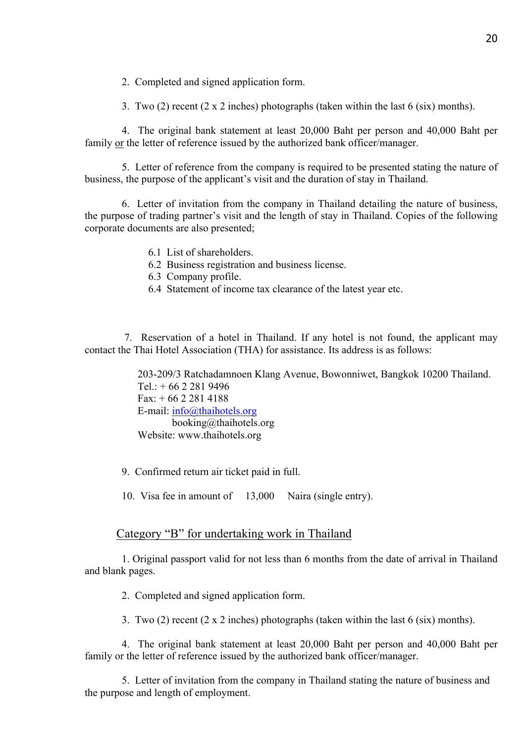2. Completed and signed application form.

3. Two (2) recent (2 x 2 inches) photographs (taken within the last 6 (six) months).

4. The original bank statement at least 20,000 Baht per person and 40,000 Baht per family <u>or</u> the letter of reference issued by the authorized bank officer/manager.

5. Letter of reference from the company is required to be presented stating the nature of business, the purpose of the applicant's visit and the duration of stay in Thailand.

6. Letter of invitation from the company in Thailand detailing the nature of business, the purpose of trading partner's visit and the length of stay in Thailand. Copies of the following corporate documents are also presented;

6.1 List of shareholders.
6.2 Business registration and business license.
6.3 Company profile.
6.4 Statement of income tax clearance of the latest year etc.

7. Reservation of a hotel in Thailand. If any hotel is not found, the applicant may contact the Thai Hotel Association (THA) for assistance. Its address is as follows:

203-209/3 Ratchadamnoen Klang Avenue, Bowonniwet, Bangkok 10200 Thailand.
Tel.: + 66 2 281 9496
Fax: + 66 2 281 4188
E-mail: info@thaihotels.org
booking@thaihotels.org
Website: www.thaihotels.org

9. Confirmed return air ticket paid in full.

10. Visa fee in amount of 13,000 Naira (single entry).

## Category "B" for undertaking work in Thailand

1. Original passport valid for not less than 6 months from the date of arrival in Thailand and blank pages.

2. Completed and signed application form.

3. Two (2) recent (2 x 2 inches) photographs (taken within the last 6 (six) months).

4. The original bank statement at least 20,000 Baht per person and 40,000 Baht per family or the letter of reference issued by the authorized bank officer/manager.

5. Letter of invitation from the company in Thailand stating the nature of business and the purpose and length of employment.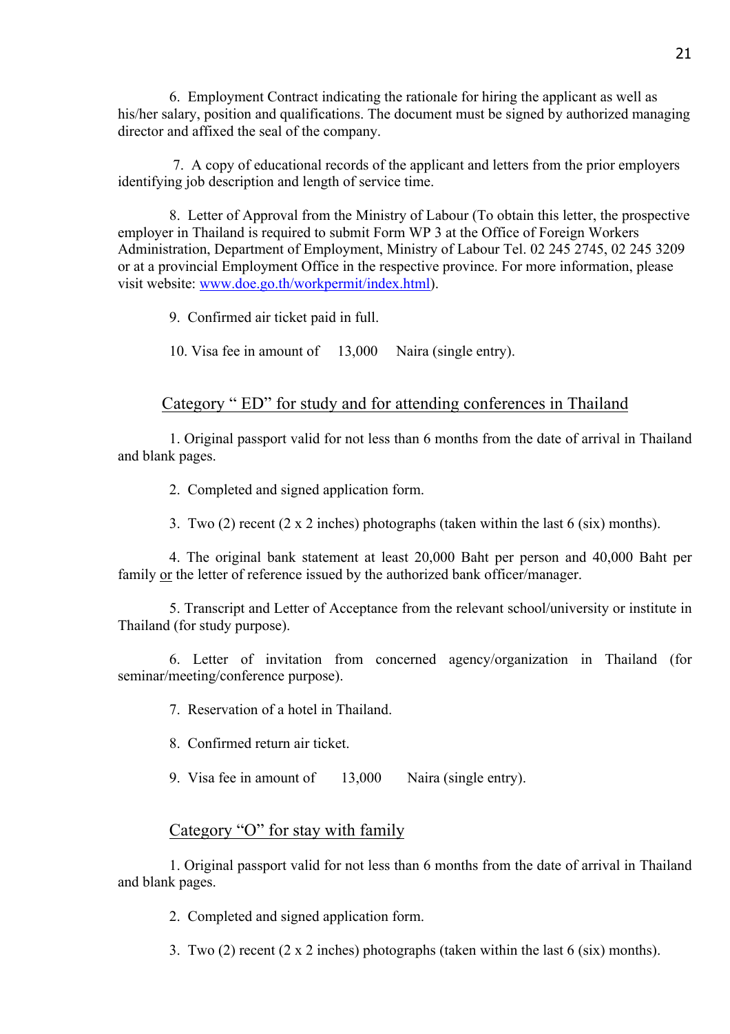6. Employment Contract indicating the rationale for hiring the applicant as well as his/her salary, position and qualifications. The document must be signed by authorized managing director and affixed the seal of the company.

7. A copy of educational records of the applicant and letters from the prior employers identifying job description and length of service time.

8. Letter of Approval from the Ministry of Labour (To obtain this letter, the prospective employer in Thailand is required to submit Form WP 3 at the Office of Foreign Workers Administration, Department of Employment, Ministry of Labour Tel. 02 245 2745, 02 245 3209 or at a provincial Employment Office in the respective province. For more information, please visit website: [www.doe.go.th/workpermit/index.html](http://www.doe.go.th/workpermit/index.html)).

9. Confirmed air ticket paid in full.

10. Visa fee in amount of 13,000 Naira (single entry).

## Category " ED" for study and for attending conferences in Thailand

1. Original passport valid for not less than 6 months from the date of arrival in Thailand and blank pages.

2. Completed and signed application form.

3. Two (2) recent (2 x 2 inches) photographs (taken within the last 6 (six) months).

4. The original bank statement at least 20,000 Baht per person and 40,000 Baht per family <u>or</u> the letter of reference issued by the authorized bank officer/manager.

5. Transcript and Letter of Acceptance from the relevant school/university or institute in Thailand (for study purpose).

6. Letter of invitation from concerned agency/organization in Thailand (for seminar/meeting/conference purpose).

7. Reservation of a hotel in Thailand.

8. Confirmed return air ticket.

9. Visa fee in amount of 13,000 Naira (single entry).

## Category "O" for stay with family

1. Original passport valid for not less than 6 months from the date of arrival in Thailand and blank pages.

2. Completed and signed application form.

3. Two (2) recent (2 x 2 inches) photographs (taken within the last 6 (six) months).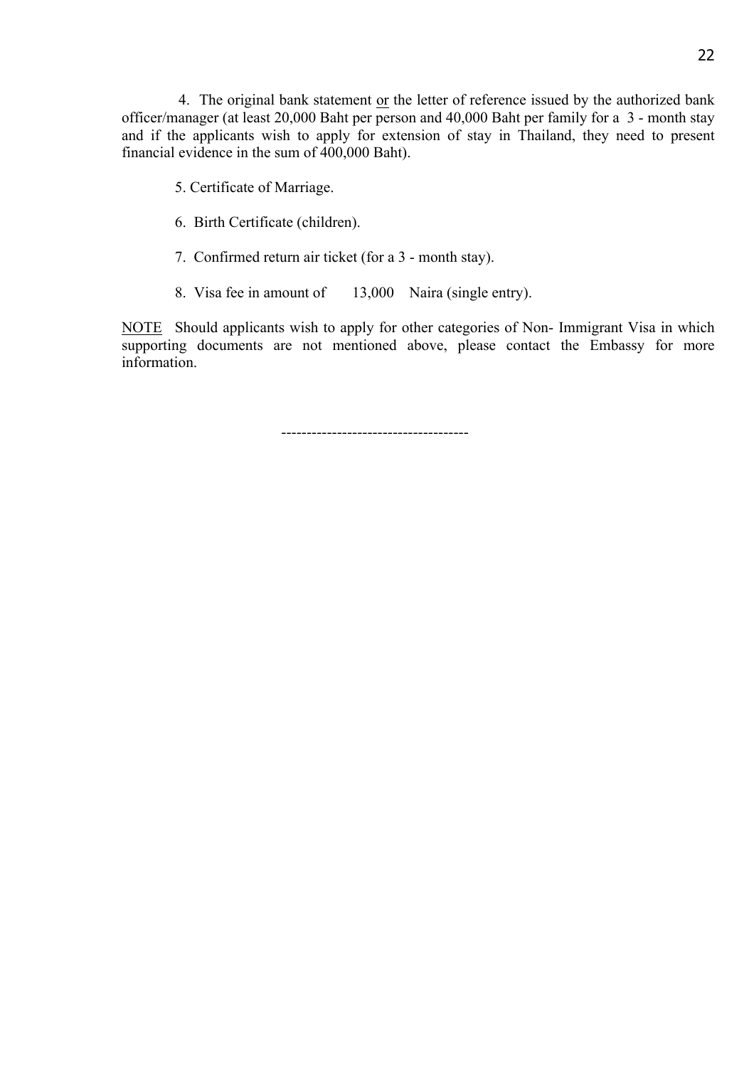4. The original bank statement <u>or</u> the letter of reference issued by the authorized bank officer/manager (at least 20,000 Baht per person and 40,000 Baht per family for a 3 - month stay and if the applicants wish to apply for extension of stay in Thailand, they need to present financial evidence in the sum of 400,000 Baht).

5. Certificate of Marriage.

6. Birth Certificate (children).

7. Confirmed return air ticket (for a 3 - month stay).

8. Visa fee in amount of 13,000 Naira (single entry).

<u>NOTE</u> Should applicants wish to apply for other categories of Non- Immigrant Visa in which supporting documents are not mentioned above, please contact the Embassy for more information.

------------------------------------